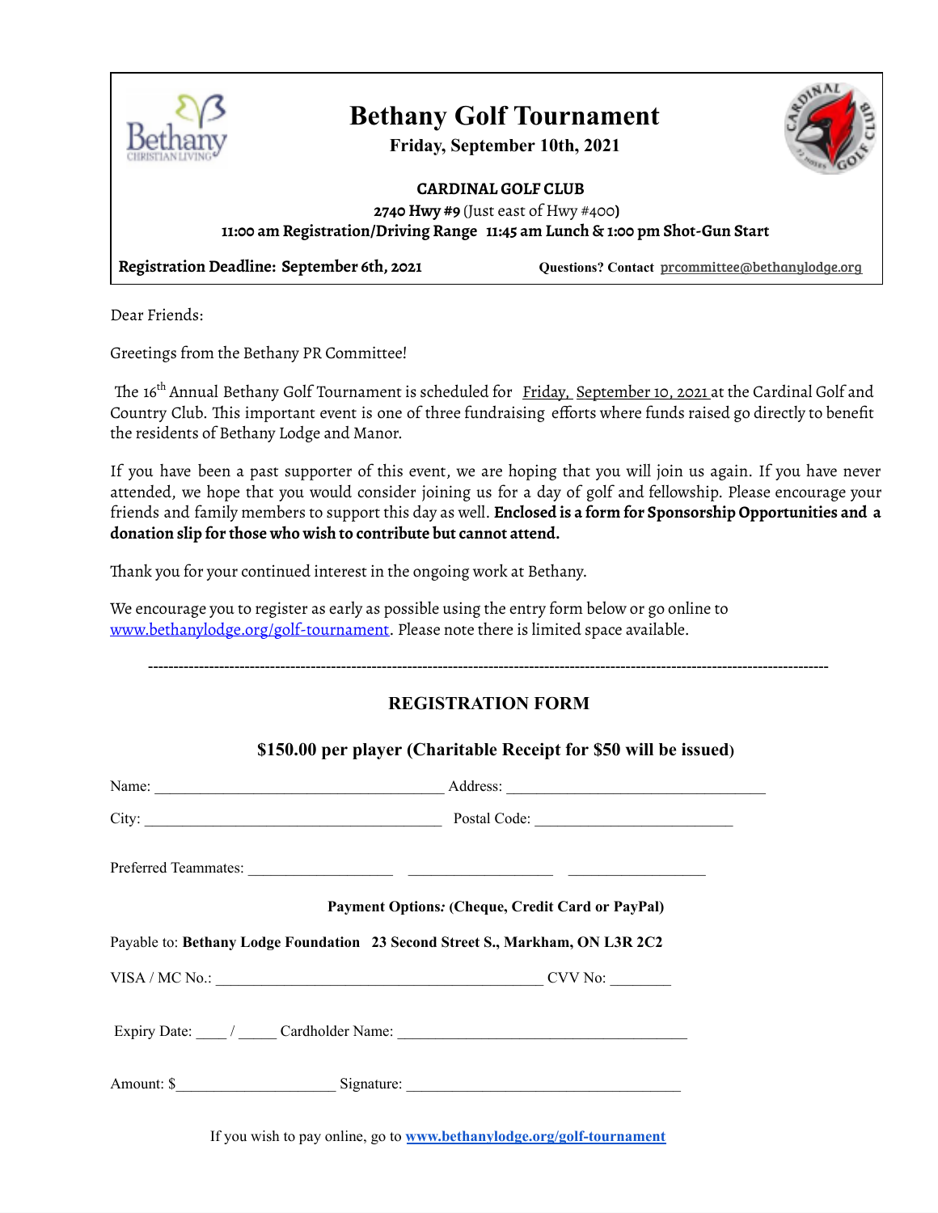# Bethany Golf Tournament

**Friday, September 10th, 2021**

**CARDINAL GOLF CLUB**

**2740 Hwy #9** (Just east of Hwy #400**)**

**11:00 am Registration/Driving Range 11:45 am Lunch & 1:00 pm Shot-Gun Start**

**Registration Deadline: September 6th, 2021** **Questions? Contact** prcommittee@bethanylodge.org

Dear Friends:

Greetings from the Bethany PR Committee!

The 16th Annual Bethany Golf Tournament is scheduled for Friday, September 10, 2021 at the Cardinal Golf and Country Club. This important event is one of three fundraising efforts where funds raised go directly to benefit the residents of Bethany Lodge and Manor.

If you have been a past supporter of this event, we are hoping that you will join us again. If you have never attended, we hope that you would consider joining us for a day of golf and fellowship. Please encourage your friends and family members to support this day as well. **Enclosed is a form for Sponsorship Opportunities and a donation slip for those who wish to contribute but cannot attend.**

Thank you for your continued interest in the ongoing work at Bethany.

We encourage you to register as early as possible using the entry form below or go online to www.bethanylodge.org/golf-tournament. Please note there is limited space available.

---

## REGISTRATION FORM

**$150.00 per player (Charitable Receipt for $50 will be issued)**

Name: ____________________________________ Address: ________________________________

City: ______________________________________ Postal Code: _________________________

Preferred Teammates: __________________ __________________ _________________

**Payment Options: (Cheque, Credit Card or PayPal)**

Payable to: **Bethany Lodge Foundation 23 Second Street S., Markham, ON L3R 2C2**

VISA / MC No.: __________________________________________ CVV No: ________

Expiry Date: ____ / _____ Cardholder Name: ____________________________________

Amount: $____________________ Signature: ___________________________________

If you wish to pay online, go to **www.bethanylodge.org/golf-tournament**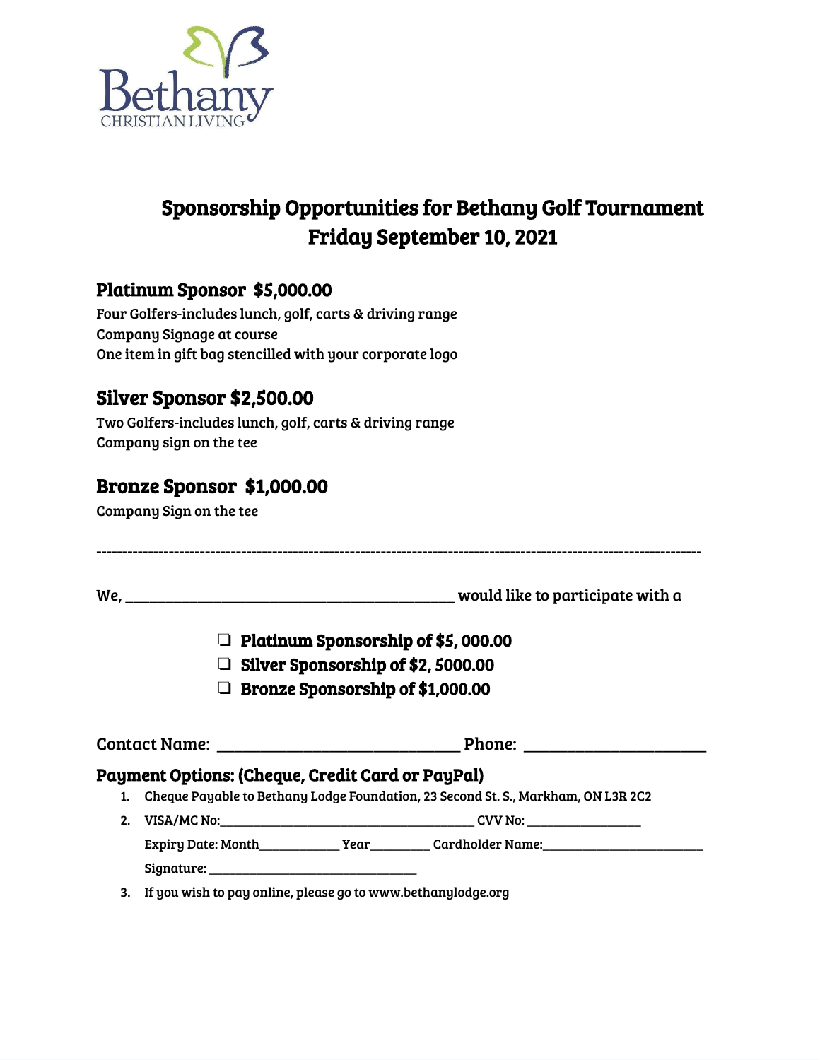Bethany
CHRISTIAN LIVING

# Sponsorship Opportunities for Bethany Golf Tournament
# Friday September 10, 2021

## Platinum Sponsor $5,000.00

Four Golfers-includes lunch, golf, carts & driving range
Company Signage at course
One item in gift bag stencilled with your corporate logo

## Silver Sponsor $2,500.00

Two Golfers-includes lunch, golf, carts & driving range
Company sign on the tee

## Bronze Sponsor $1,000.00

Company Sign on the tee

---

We, ____________________________________________ would like to participate with a

- ☐ **Platinum Sponsorship of $5, 000.00**
- ☐ **Silver Sponsorship of $2, 5000.00**
- ☐ **Bronze Sponsorship of $1,000.00**

Contact Name: ______________________________ Phone: ______________________

### Payment Options: (Cheque, Credit Card or PayPal)

1. Cheque Payable to Bethany Lodge Foundation, 23 Second St. S., Markham, ON L3R 2C2
2. VISA/MC No:________________________________________ CVV No: _________________

   Expiry Date: Month____________ Year_________ Cardholder Name:_________________________

   Signature: _______________________________
3. If you wish to pay online, please go to www.bethanylodge.org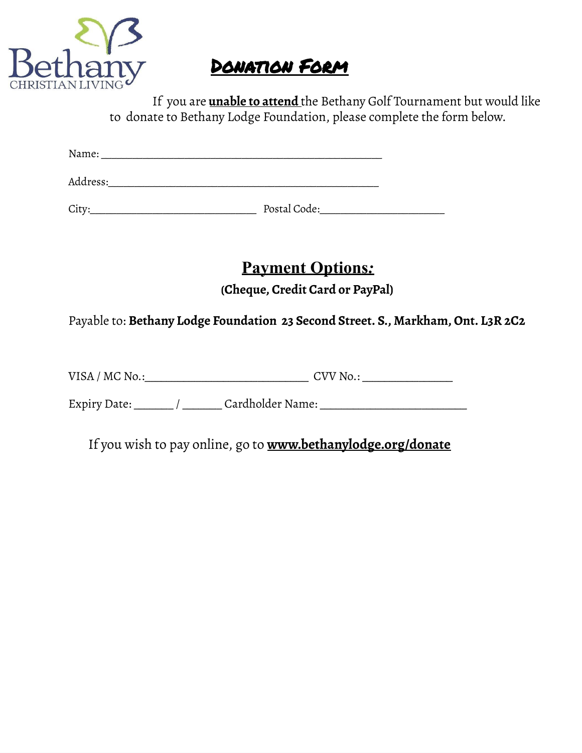Bethany
CHRISTIAN LIVING

# Donation Form

If you are **unable to attend** the Bethany Golf Tournament but would like to donate to Bethany Lodge Foundation, please complete the form below.

Name: ______________________________________________

Address:______________________________________________

City:___________________________ Postal Code:____________________

## Payment Options:

**(Cheque, Credit Card or PayPal)**

Payable to: **Bethany Lodge Foundation 23 Second Street. S., Markham, Ont. L3R 2C2**

VISA / MC No.:__________________________ CVV No.: ______________

Expiry Date: ______ / ______ Cardholder Name: ______________________

If you wish to pay online, go to **www.bethanylodge.org/donate**